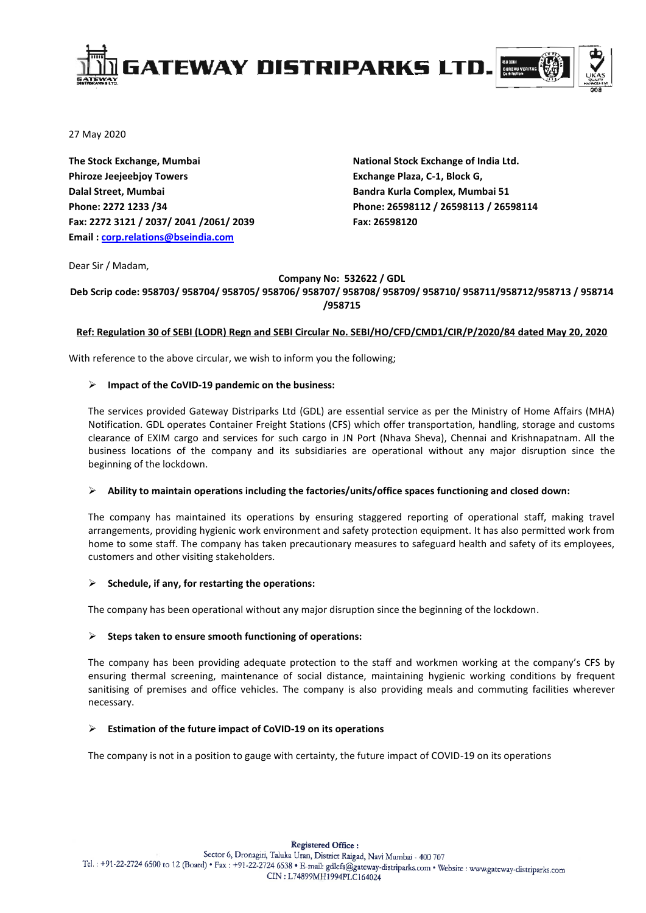27 May 2020

**The Stock Exchange, Mumbai**
**Phiroze Jeejeebjoy Towers**
**Dalal Street, Mumbai**
**Phone: 2272 1233 /34**
**Fax: 2272 3121 / 2037/ 2041 /2061/ 2039**
**Email : corp.relations@bseindia.com**

**National Stock Exchange of India Ltd.**
**Exchange Plaza, C-1, Block G,**
**Bandra Kurla Complex, Mumbai 51**
**Phone: 26598112 / 26598113 / 26598114**
**Fax: 26598120**

Dear Sir / Madam,

**Company No: 532622 / GDL**
**Deb Scrip code: 958703/ 958704/ 958705/ 958706/ 958707/ 958708/ 958709/ 958710/ 958711/958712/958713 / 958714 /958715**

**Ref: Regulation 30 of SEBI (LODR) Regn and SEBI Circular No. SEBI/HO/CFD/CMD1/CIR/P/2020/84 dated May 20, 2020**

With reference to the above circular, we wish to inform you the following;

- **Impact of the CoVID-19 pandemic on the business:**

  The services provided Gateway Distriparks Ltd (GDL) are essential service as per the Ministry of Home Affairs (MHA) Notification. GDL operates Container Freight Stations (CFS) which offer transportation, handling, storage and customs clearance of EXIM cargo and services for such cargo in JN Port (Nhava Sheva), Chennai and Krishnapatnam. All the business locations of the company and its subsidiaries are operational without any major disruption since the beginning of the lockdown.

- **Ability to maintain operations including the factories/units/office spaces functioning and closed down:**

  The company has maintained its operations by ensuring staggered reporting of operational staff, making travel arrangements, providing hygienic work environment and safety protection equipment. It has also permitted work from home to some staff. The company has taken precautionary measures to safeguard health and safety of its employees, customers and other visiting stakeholders.

- **Schedule, if any, for restarting the operations:**

  The company has been operational without any major disruption since the beginning of the lockdown.

- **Steps taken to ensure smooth functioning of operations:**

  The company has been providing adequate protection to the staff and workmen working at the company's CFS by ensuring thermal screening, maintenance of social distance, maintaining hygienic working conditions by frequent sanitising of premises and office vehicles. The company is also providing meals and commuting facilities wherever necessary.

- **Estimation of the future impact of CoVID-19 on its operations**

  The company is not in a position to gauge with certainty, the future impact of COVID-19 on its operations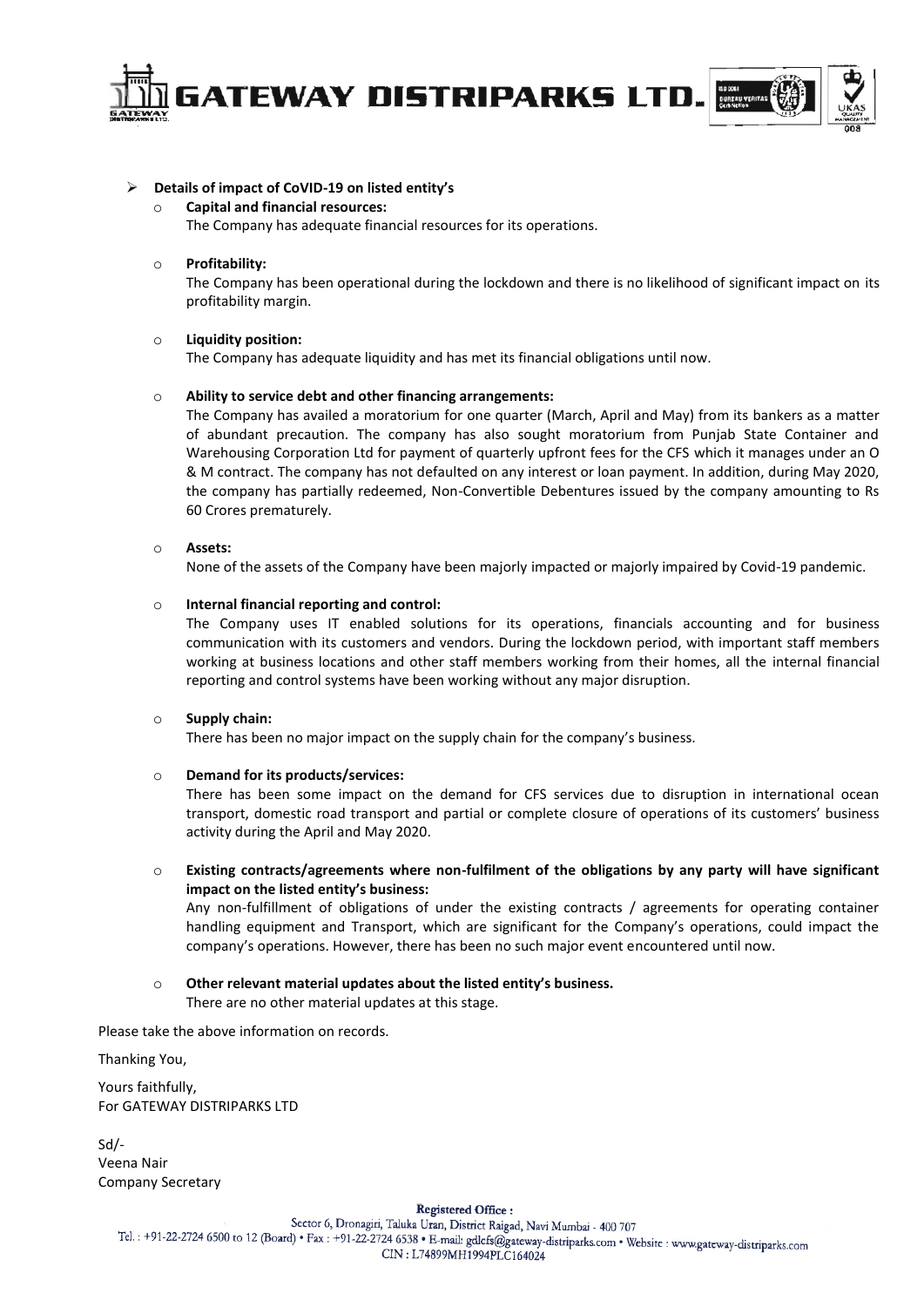- **Details of impact of CoVID-19 on listed entity's**
  - **Capital and financial resources:**
    The Company has adequate financial resources for its operations.

  - **Profitability:**
    The Company has been operational during the lockdown and there is no likelihood of significant impact on its profitability margin.

  - **Liquidity position:**
    The Company has adequate liquidity and has met its financial obligations until now.

  - **Ability to service debt and other financing arrangements:**
    The Company has availed a moratorium for one quarter (March, April and May) from its bankers as a matter of abundant precaution. The company has also sought moratorium from Punjab State Container and Warehousing Corporation Ltd for payment of quarterly upfront fees for the CFS which it manages under an O & M contract. The company has not defaulted on any interest or loan payment. In addition, during May 2020, the company has partially redeemed, Non-Convertible Debentures issued by the company amounting to Rs 60 Crores prematurely.

  - **Assets:**
    None of the assets of the Company have been majorly impacted or majorly impaired by Covid-19 pandemic.

  - **Internal financial reporting and control:**
    The Company uses IT enabled solutions for its operations, financials accounting and for business communication with its customers and vendors. During the lockdown period, with important staff members working at business locations and other staff members working from their homes, all the internal financial reporting and control systems have been working without any major disruption.

  - **Supply chain:**
    There has been no major impact on the supply chain for the company's business.

  - **Demand for its products/services:**
    There has been some impact on the demand for CFS services due to disruption in international ocean transport, domestic road transport and partial or complete closure of operations of its customers' business activity during the April and May 2020.

  - **Existing contracts/agreements where non-fulfilment of the obligations by any party will have significant impact on the listed entity's business:**
    Any non-fulfillment of obligations of under the existing contracts / agreements for operating container handling equipment and Transport, which are significant for the Company's operations, could impact the company's operations. However, there has been no such major event encountered until now.

  - **Other relevant material updates about the listed entity's business.**
    There are no other material updates at this stage.

Please take the above information on records.

Thanking You,

Yours faithfully,
For GATEWAY DISTRIPARKS LTD

Sd/-
Veena Nair
Company Secretary